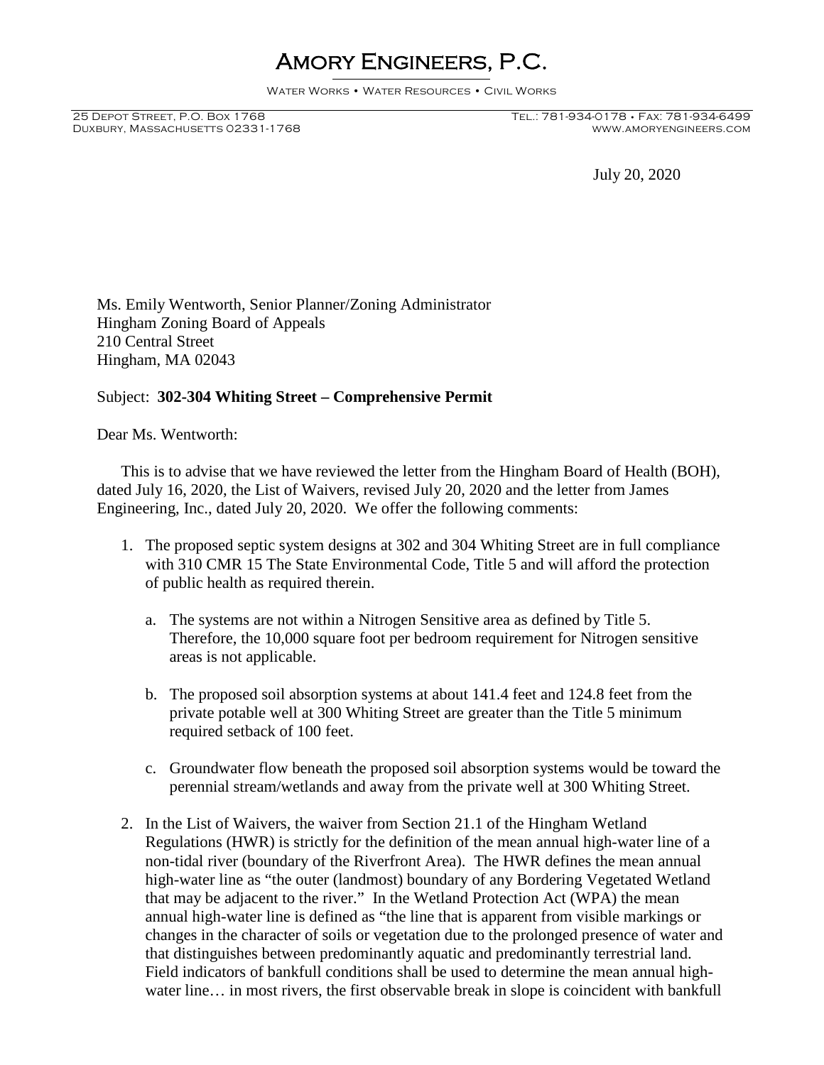# Amory Engineers, P.C.

Water Works • Water Resources • Civil Works

25 Depot Street, P.O. Box 1768
Duxbury, Massachusetts 02331-1768

Tel.: 781-934-0178 • Fax: 781-934-6499
www.amoryengineers.com

July 20, 2020

Ms. Emily Wentworth, Senior Planner/Zoning Administrator
Hingham Zoning Board of Appeals
210 Central Street
Hingham, MA 02043

Subject: **302-304 Whiting Street – Comprehensive Permit**

Dear Ms. Wentworth:

This is to advise that we have reviewed the letter from the Hingham Board of Health (BOH), dated July 16, 2020, the List of Waivers, revised July 20, 2020 and the letter from James Engineering, Inc., dated July 20, 2020. We offer the following comments:

1. The proposed septic system designs at 302 and 304 Whiting Street are in full compliance with 310 CMR 15 The State Environmental Code, Title 5 and will afford the protection of public health as required therein.

   a. The systems are not within a Nitrogen Sensitive area as defined by Title 5. Therefore, the 10,000 square foot per bedroom requirement for Nitrogen sensitive areas is not applicable.

   b. The proposed soil absorption systems at about 141.4 feet and 124.8 feet from the private potable well at 300 Whiting Street are greater than the Title 5 minimum required setback of 100 feet.

   c. Groundwater flow beneath the proposed soil absorption systems would be toward the perennial stream/wetlands and away from the private well at 300 Whiting Street.

2. In the List of Waivers, the waiver from Section 21.1 of the Hingham Wetland Regulations (HWR) is strictly for the definition of the mean annual high-water line of a non-tidal river (boundary of the Riverfront Area). The HWR defines the mean annual high-water line as "the outer (landmost) boundary of any Bordering Vegetated Wetland that may be adjacent to the river." In the Wetland Protection Act (WPA) the mean annual high-water line is defined as "the line that is apparent from visible markings or changes in the character of soils or vegetation due to the prolonged presence of water and that distinguishes between predominantly aquatic and predominantly terrestrial land. Field indicators of bankfull conditions shall be used to determine the mean annual high-water line… in most rivers, the first observable break in slope is coincident with bankfull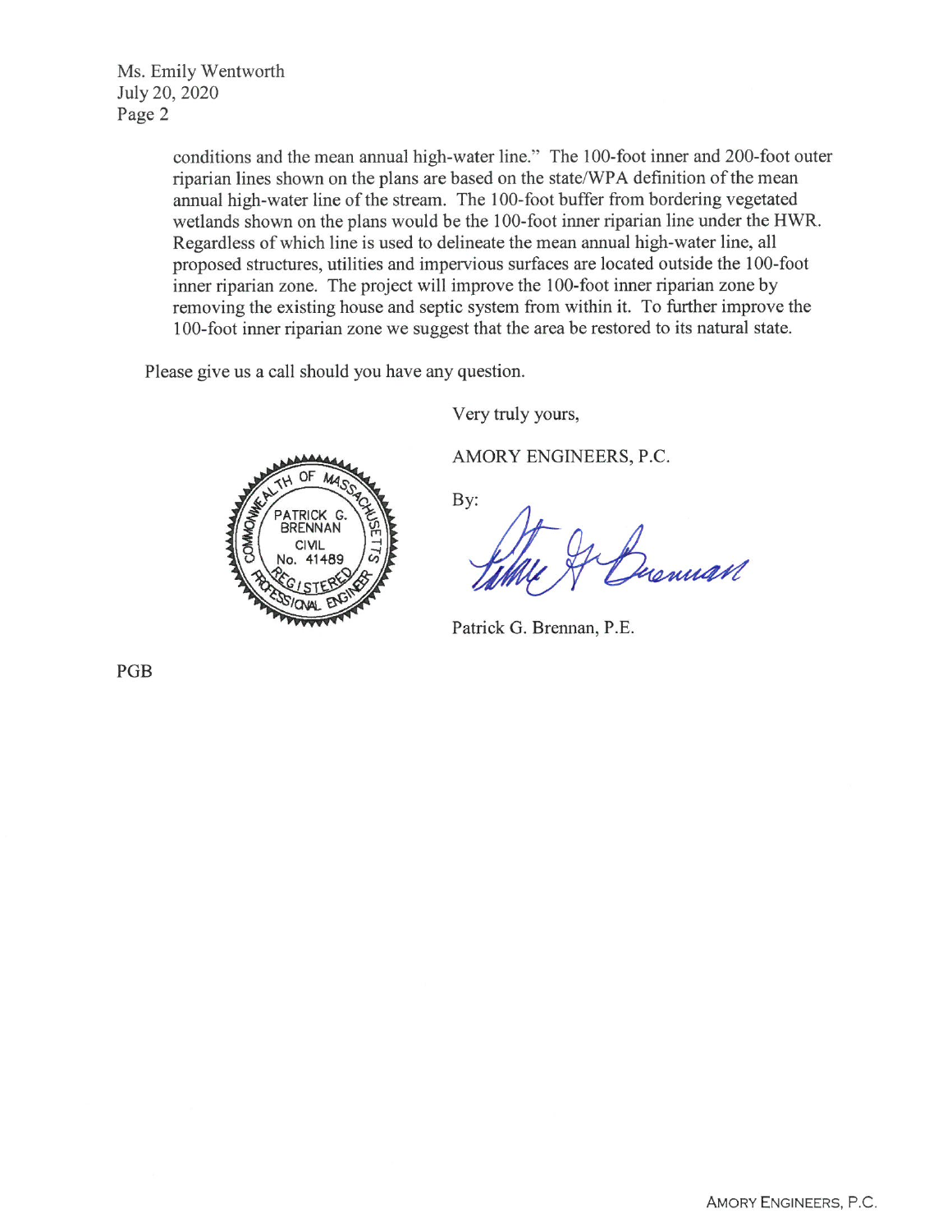Ms. Emily Wentworth
July 20, 2020

conditions and the mean annual high-water line." The 100-foot inner and 200-foot outer riparian lines shown on the plans are based on the state/WPA definition of the mean annual high-water line of the stream. The 100-foot buffer from bordering vegetated wetlands shown on the plans would be the 100-foot inner riparian line under the HWR. Regardless of which line is used to delineate the mean annual high-water line, all proposed structures, utilities and impervious surfaces are located outside the 100-foot inner riparian zone. The project will improve the 100-foot inner riparian zone by removing the existing house and septic system from within it. To further improve the 100-foot inner riparian zone we suggest that the area be restored to its natural state.

Please give us a call should you have any question.

Very truly yours,

AMORY ENGINEERS, P.C.

By:

COMMONWEALTH OF MASSACHUSETTS
PATRICK G. BRENNAN
CIVIL
No. 41489
REGISTERED PROFESSIONAL ENGINEER

Patrick G. Brennan, P.E.

PGB